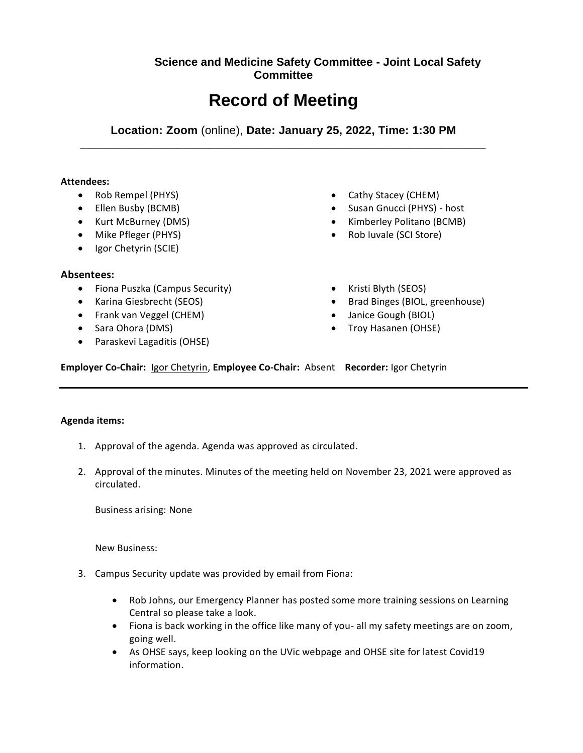# Science and Medicine Safety Committee - Joint Local Safety Committee

# Record of Meeting

**Location: Zoom** (online), **Date: January 25, 2022, Time: 1:30 PM**

---

**Attendees:**

- Rob Rempel (PHYS)
- Ellen Busby (BCMB)
- Kurt McBurney (DMS)
- Mike Pfleger (PHYS)
- Igor Chetyrin (SCIE)
- Cathy Stacey (CHEM)
- Susan Gnucci (PHYS) - host
- Kimberley Politano (BCMB)
- Rob Iuvale (SCI Store)

**Absentees:**

- Fiona Puszka (Campus Security)
- Karina Giesbrecht (SEOS)
- Frank van Veggel (CHEM)
- Sara Ohora (DMS)
- Paraskevi Lagaditis (OHSE)
- Kristi Blyth (SEOS)
- Brad Binges (BIOL, greenhouse)
- Janice Gough (BIOL)
- Troy Hasanen (OHSE)

**Employer Co-Chair:** Igor Chetyrin, **Employee Co-Chair:** Absent **Recorder:** Igor Chetyrin

---

**Agenda items:**

1. Approval of the agenda. Agenda was approved as circulated.

2. Approval of the minutes. Minutes of the meeting held on November 23, 2021 were approved as circulated.

   Business arising: None

   New Business:

3. Campus Security update was provided by email from Fiona:

   - Rob Johns, our Emergency Planner has posted some more training sessions on Learning Central so please take a look.
   - Fiona is back working in the office like many of you- all my safety meetings are on zoom, going well.
   - As OHSE says, keep looking on the UVic webpage and OHSE site for latest Covid19 information.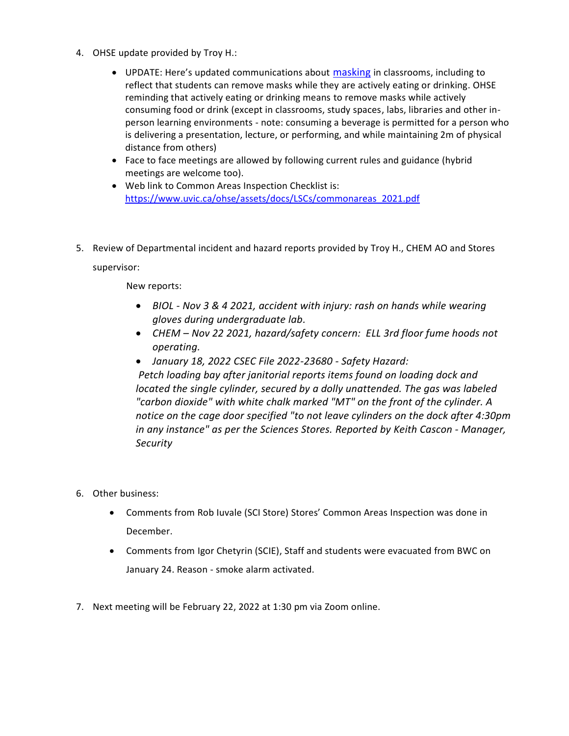4. OHSE update provided by Troy H.:

   - UPDATE: Here's updated communications about [masking](masking) in classrooms, including to reflect that students can remove masks while they are actively eating or drinking. OHSE reminding that actively eating or drinking means to remove masks while actively consuming food or drink (except in classrooms, study spaces, labs, libraries and other in-person learning environments - note: consuming a beverage is permitted for a person who is delivering a presentation, lecture, or performing, and while maintaining 2m of physical distance from others)
   - Face to face meetings are allowed by following current rules and guidance (hybrid meetings are welcome too).
   - Web link to Common Areas Inspection Checklist is: https://www.uvic.ca/ohse/assets/docs/LSCs/commonareas_2021.pdf

5. Review of Departmental incident and hazard reports provided by Troy H., CHEM AO and Stores supervisor:

   New reports:

   - *BIOL - Nov 3 & 4 2021, accident with injury: rash on hands while wearing gloves during undergraduate lab.*
   - *CHEM – Nov 22 2021, hazard/safety concern: ELL 3rd floor fume hoods not operating.*
   - *January 18, 2022 CSEC File 2022-23680 - Safety Hazard:*
     *Petch loading bay after janitorial reports items found on loading dock and located the single cylinder, secured by a dolly unattended. The gas was labeled "carbon dioxide" with white chalk marked "MT" on the front of the cylinder. A notice on the cage door specified "to not leave cylinders on the dock after 4:30pm in any instance" as per the Sciences Stores. Reported by Keith Cascon - Manager, Security*

6. Other business:

   - Comments from Rob Iuvale (SCI Store) Stores' Common Areas Inspection was done in December.
   - Comments from Igor Chetyrin (SCIE), Staff and students were evacuated from BWC on January 24. Reason - smoke alarm activated.

7. Next meeting will be February 22, 2022 at 1:30 pm via Zoom online.